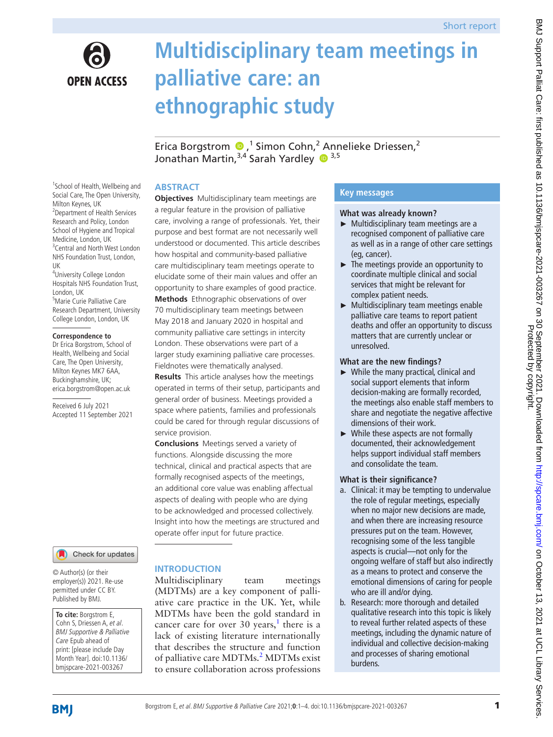Short report

# Multidisciplinary team meetings in palliative care: an ethnographic study

Erica Borgstrom[1], Simon Cohn[2], Annelieke Driessen[2], Jonathan Martin[3,4] Sarah Yardley[3,5]

[1]School of Health, Wellbeing and Social Care, The Open University, Milton Keynes, UK
[2]Department of Health Services Research and Policy, London School of Hygiene and Tropical Medicine, London, UK
[3]Central and North West London NHS Foundation Trust, London, UK
[4]University College London Hospitals NHS Foundation Trust, London, UK
[5]Marie Curie Palliative Care Research Department, University College London, London, UK

**Correspondence to**
Dr Erica Borgstrom, School of Health, Wellbeing and Social Care, The Open University, Milton Keynes MK7 6AA, Buckinghamshire, UK; erica.borgstrom@open.ac.uk

Received 6 July 2021
Accepted 11 September 2021

© Author(s) (or their employer(s)) 2021. Re-use permitted under CC BY. Published by BMJ.

**To cite:** Borgstrom E, Cohn S, Driessen A, *et al*. *BMJ Supportive & Palliative Care* Epub ahead of print: [please include Day Month Year]. doi:10.1136/bmjspcare-2021-003267

## ABSTRACT

**Objectives** Multidisciplinary team meetings are a regular feature in the provision of palliative care, involving a range of professionals. Yet, their purpose and best format are not necessarily well understood or documented. This article describes how hospital and community-based palliative care multidisciplinary team meetings operate to elucidate some of their main values and offer an opportunity to share examples of good practice.

**Methods** Ethnographic observations of over 70 multidisciplinary team meetings between May 2018 and January 2020 in hospital and community palliative care settings in intercity London. These observations were part of a larger study examining palliative care processes. Fieldnotes were thematically analysed.

**Results** This article analyses how the meetings operated in terms of their setup, participants and general order of business. Meetings provided a space where patients, families and professionals could be cared for through regular discussions of service provision.

**Conclusions** Meetings served a variety of functions. Alongside discussing the more technical, clinical and practical aspects that are formally recognised aspects of the meetings, an additional core value was enabling affectual aspects of dealing with people who are dying to be acknowledged and processed collectively. Insight into how the meetings are structured and operate offer input for future practice.

## Key messages

### What was already known?

- Multidisciplinary team meetings are a recognised component of palliative care as well as in a range of other care settings (eg, cancer).
- The meetings provide an opportunity to coordinate multiple clinical and social services that might be relevant for complex patient needs.
- Multidisciplinary team meetings enable palliative care teams to report patient deaths and offer an opportunity to discuss matters that are currently unclear or unresolved.

### What are the new findings?

- While the many practical, clinical and social support elements that inform decision-making are formally recorded, the meetings also enable staff members to share and negotiate the negative affective dimensions of their work.
- While these aspects are not formally documented, their acknowledgement helps support individual staff members and consolidate the team.

### What is their significance?

a. Clinical: it may be tempting to undervalue the role of regular meetings, especially when no major new decisions are made, and when there are increasing resource pressures put on the team. However, recognising some of the less tangible aspects is crucial—not only for the ongoing welfare of staff but also indirectly as a means to protect and conserve the emotional dimensions of caring for people who are ill and/or dying.
b. Research: more thorough and detailed qualitative research into this topic is likely to reveal further related aspects of these meetings, including the dynamic nature of individual and collective decision-making and processes of sharing emotional burdens.

## INTRODUCTION

Multidisciplinary team meetings (MDTMs) are a key component of palliative care practice in the UK. Yet, while MDTMs have been the gold standard in cancer care for over 30 years,[1] there is a lack of existing literature internationally that describes the structure and function of palliative care MDTMs.[2] MDTMs exist to ensure collaboration across professions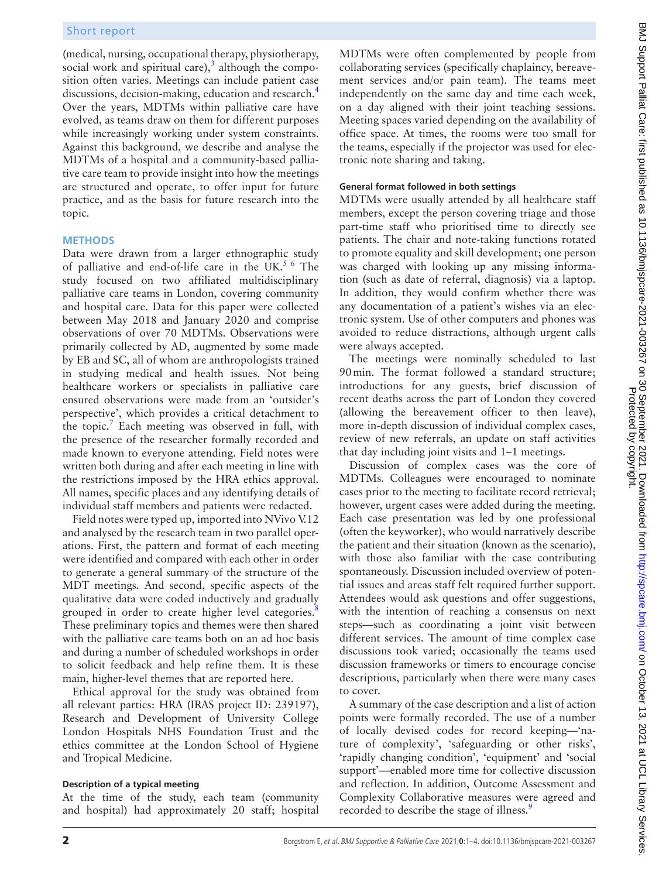(medical, nursing, occupational therapy, physiotherapy, social work and spiritual care),[3] although the composition often varies. Meetings can include patient case discussions, decision-making, education and research.[4] Over the years, MDTMs within palliative care have evolved, as teams draw on them for different purposes while increasingly working under system constraints. Against this background, we describe and analyse the MDTMs of a hospital and a community-based palliative care team to provide insight into how the meetings are structured and operate, to offer input for future practice, and as the basis for future research into the topic.

## METHODS

Data were drawn from a larger ethnographic study of palliative and end-of-life care in the UK.[5 6] The study focused on two affiliated multidisciplinary palliative care teams in London, covering community and hospital care. Data for this paper were collected between May 2018 and January 2020 and comprise observations of over 70 MDTMs. Observations were primarily collected by AD, augmented by some made by EB and SC, all of whom are anthropologists trained in studying medical and health issues. Not being healthcare workers or specialists in palliative care ensured observations were made from an 'outsider's perspective', which provides a critical detachment to the topic.[7] Each meeting was observed in full, with the presence of the researcher formally recorded and made known to everyone attending. Field notes were written both during and after each meeting in line with the restrictions imposed by the HRA ethics approval. All names, specific places and any identifying details of individual staff members and patients were redacted.

Field notes were typed up, imported into NVivo V.12 and analysed by the research team in two parallel operations. First, the pattern and format of each meeting were identified and compared with each other in order to generate a general summary of the structure of the MDT meetings. And second, specific aspects of the qualitative data were coded inductively and gradually grouped in order to create higher level categories.[8] These preliminary topics and themes were then shared with the palliative care teams both on an ad hoc basis and during a number of scheduled workshops in order to solicit feedback and help refine them. It is these main, higher-level themes that are reported here.

Ethical approval for the study was obtained from all relevant parties: HRA (IRAS project ID: 239197), Research and Development of University College London Hospitals NHS Foundation Trust and the ethics committee at the London School of Hygiene and Tropical Medicine.

### Description of a typical meeting

At the time of the study, each team (community and hospital) had approximately 20 staff; hospital MDTMs were often complemented by people from collaborating services (specifically chaplaincy, bereavement services and/or pain team). The teams meet independently on the same day and time each week, on a day aligned with their joint teaching sessions. Meeting spaces varied depending on the availability of office space. At times, the rooms were too small for the teams, especially if the projector was used for electronic note sharing and taking.

### General format followed in both settings

MDTMs were usually attended by all healthcare staff members, except the person covering triage and those part-time staff who prioritised time to directly see patients. The chair and note-taking functions rotated to promote equality and skill development; one person was charged with looking up any missing information (such as date of referral, diagnosis) via a laptop. In addition, they would confirm whether there was any documentation of a patient's wishes via an electronic system. Use of other computers and phones was avoided to reduce distractions, although urgent calls were always accepted.

The meetings were nominally scheduled to last 90 min. The format followed a standard structure; introductions for any guests, brief discussion of recent deaths across the part of London they covered (allowing the bereavement officer to then leave), more in-depth discussion of individual complex cases, review of new referrals, an update on staff activities that day including joint visits and 1–1 meetings.

Discussion of complex cases was the core of MDTMs. Colleagues were encouraged to nominate cases prior to the meeting to facilitate record retrieval; however, urgent cases were added during the meeting. Each case presentation was led by one professional (often the keyworker), who would narratively describe the patient and their situation (known as the scenario), with those also familiar with the case contributing spontaneously. Discussion included overview of potential issues and areas staff felt required further support. Attendees would ask questions and offer suggestions, with the intention of reaching a consensus on next steps—such as coordinating a joint visit between different services. The amount of time complex case discussions took varied; occasionally the teams used discussion frameworks or timers to encourage concise descriptions, particularly when there were many cases to cover.

A summary of the case description and a list of action points were formally recorded. The use of a number of locally devised codes for record keeping—'nature of complexity', 'safeguarding or other risks', 'rapidly changing condition', 'equipment' and 'social support'—enabled more time for collective discussion and reflection. In addition, Outcome Assessment and Complexity Collaborative measures were agreed and recorded to describe the stage of illness.[9]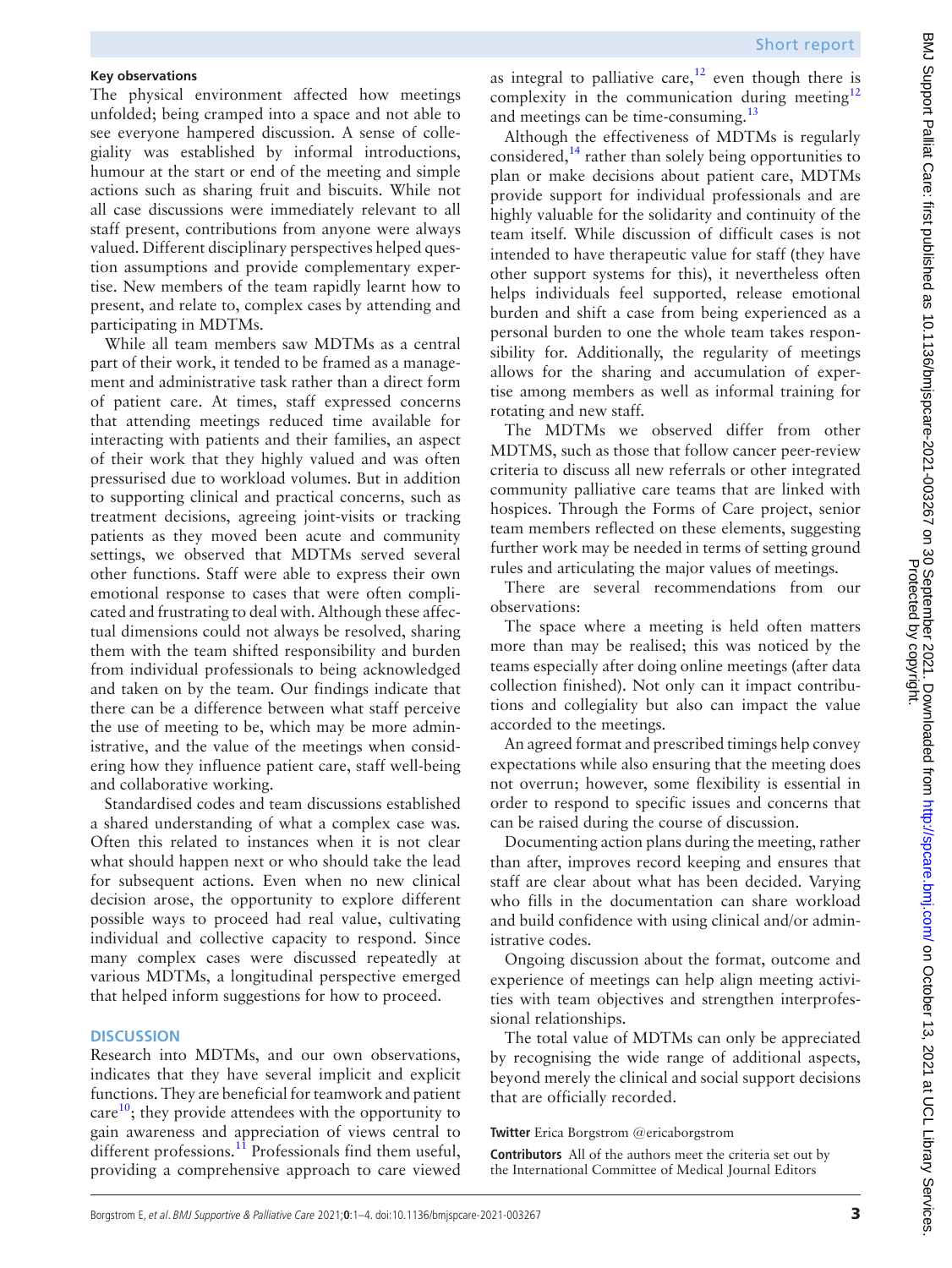**Key observations**

The physical environment affected how meetings unfolded; being cramped into a space and not able to see everyone hampered discussion. A sense of collegiality was established by informal introductions, humour at the start or end of the meeting and simple actions such as sharing fruit and biscuits. While not all case discussions were immediately relevant to all staff present, contributions from anyone were always valued. Different disciplinary perspectives helped question assumptions and provide complementary expertise. New members of the team rapidly learnt how to present, and relate to, complex cases by attending and participating in MDTMs.

While all team members saw MDTMs as a central part of their work, it tended to be framed as a management and administrative task rather than a direct form of patient care. At times, staff expressed concerns that attending meetings reduced time available for interacting with patients and their families, an aspect of their work that they highly valued and was often pressurised due to workload volumes. But in addition to supporting clinical and practical concerns, such as treatment decisions, agreeing joint-visits or tracking patients as they moved been acute and community settings, we observed that MDTMs served several other functions. Staff were able to express their own emotional response to cases that were often complicated and frustrating to deal with. Although these affectual dimensions could not always be resolved, sharing them with the team shifted responsibility and burden from individual professionals to being acknowledged and taken on by the team. Our findings indicate that there can be a difference between what staff perceive the use of meeting to be, which may be more administrative, and the value of the meetings when considering how they influence patient care, staff well-being and collaborative working.

Standardised codes and team discussions established a shared understanding of what a complex case was. Often this related to instances when it is not clear what should happen next or who should take the lead for subsequent actions. Even when no new clinical decision arose, the opportunity to explore different possible ways to proceed had real value, cultivating individual and collective capacity to respond. Since many complex cases were discussed repeatedly at various MDTMs, a longitudinal perspective emerged that helped inform suggestions for how to proceed.

## DISCUSSION

Research into MDTMs, and our own observations, indicates that they have several implicit and explicit functions. They are beneficial for teamwork and patient care[10]; they provide attendees with the opportunity to gain awareness and appreciation of views central to different professions.[11] Professionals find them useful, providing a comprehensive approach to care viewed as integral to palliative care,[12] even though there is complexity in the communication during meeting[12] and meetings can be time-consuming.[13]

Although the effectiveness of MDTMs is regularly considered,[14] rather than solely being opportunities to plan or make decisions about patient care, MDTMs provide support for individual professionals and are highly valuable for the solidarity and continuity of the team itself. While discussion of difficult cases is not intended to have therapeutic value for staff (they have other support systems for this), it nevertheless often helps individuals feel supported, release emotional burden and shift a case from being experienced as a personal burden to one the whole team takes responsibility for. Additionally, the regularity of meetings allows for the sharing and accumulation of expertise among members as well as informal training for rotating and new staff.

The MDTMs we observed differ from other MDTMS, such as those that follow cancer peer-review criteria to discuss all new referrals or other integrated community palliative care teams that are linked with hospices. Through the Forms of Care project, senior team members reflected on these elements, suggesting further work may be needed in terms of setting ground rules and articulating the major values of meetings.

There are several recommendations from our observations:

The space where a meeting is held often matters more than may be realised; this was noticed by the teams especially after doing online meetings (after data collection finished). Not only can it impact contributions and collegiality but also can impact the value accorded to the meetings.

An agreed format and prescribed timings help convey expectations while also ensuring that the meeting does not overrun; however, some flexibility is essential in order to respond to specific issues and concerns that can be raised during the course of discussion.

Documenting action plans during the meeting, rather than after, improves record keeping and ensures that staff are clear about what has been decided. Varying who fills in the documentation can share workload and build confidence with using clinical and/or administrative codes.

Ongoing discussion about the format, outcome and experience of meetings can help align meeting activities with team objectives and strengthen interprofessional relationships.

The total value of MDTMs can only be appreciated by recognising the wide range of additional aspects, beyond merely the clinical and social support decisions that are officially recorded.

**Twitter** Erica Borgstrom @ericaborgstrom

**Contributors** All of the authors meet the criteria set out by the International Committee of Medical Journal Editors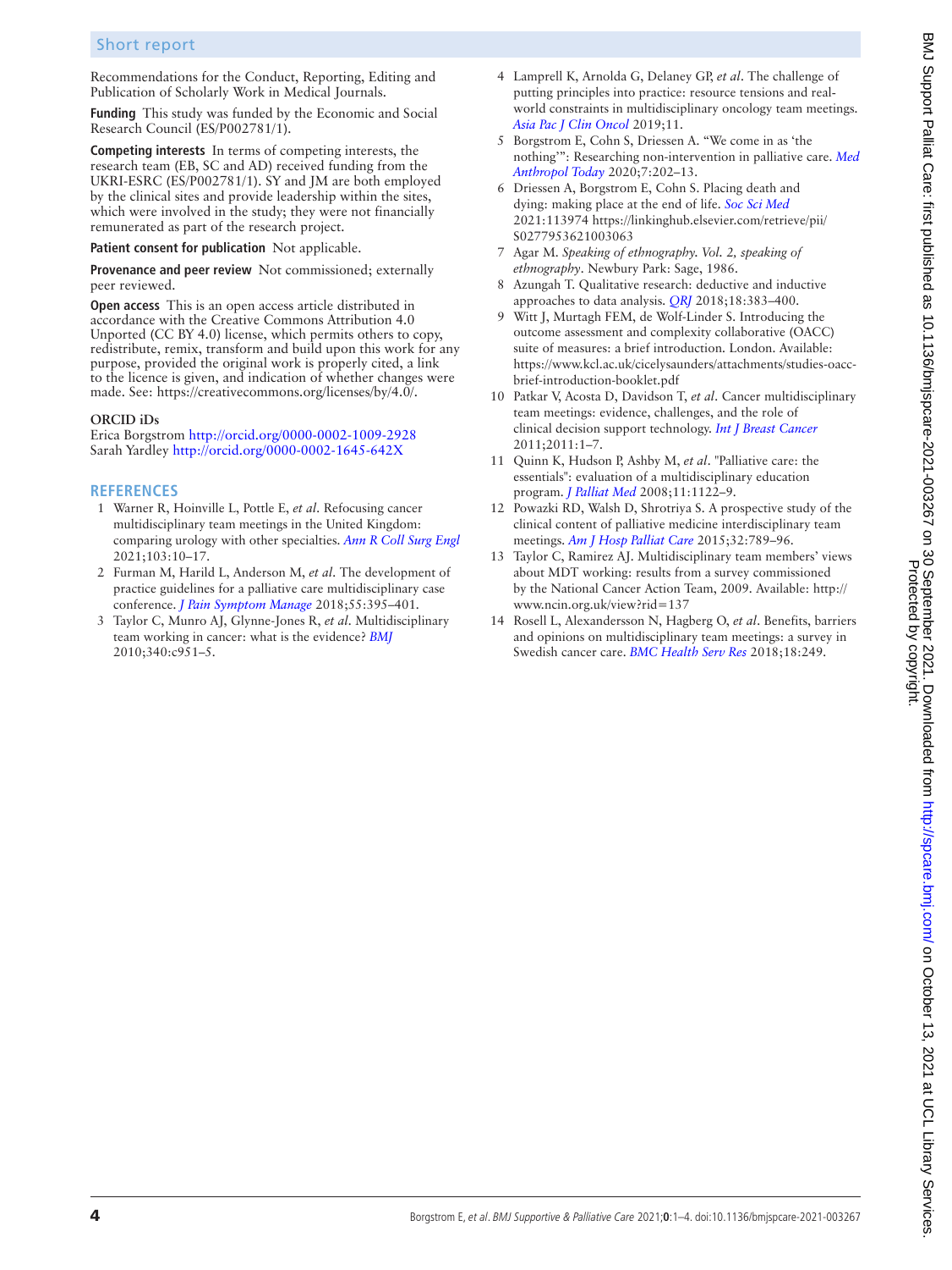Recommendations for the Conduct, Reporting, Editing and Publication of Scholarly Work in Medical Journals.

**Funding** This study was funded by the Economic and Social Research Council (ES/P002781/1).

**Competing interests** In terms of competing interests, the research team (EB, SC and AD) received funding from the UKRI-ESRC (ES/P002781/1). SY and JM are both employed by the clinical sites and provide leadership within the sites, which were involved in the study; they were not financially remunerated as part of the research project.

**Patient consent for publication** Not applicable.

**Provenance and peer review** Not commissioned; externally peer reviewed.

**Open access** This is an open access article distributed in accordance with the Creative Commons Attribution 4.0 Unported (CC BY 4.0) license, which permits others to copy, redistribute, remix, transform and build upon this work for any purpose, provided the original work is properly cited, a link to the licence is given, and indication of whether changes were made. See: https://creativecommons.org/licenses/by/4.0/.

**ORCID iDs**

Erica Borgstrom http://orcid.org/0000-0002-1009-2928
Sarah Yardley http://orcid.org/0000-0002-1645-642X

## REFERENCES

1. Warner R, Hoinville L, Pottle E, *et al*. Refocusing cancer multidisciplinary team meetings in the United Kingdom: comparing urology with other specialties. *Ann R Coll Surg Engl* 2021;103:10–17.
2. Furman M, Harild L, Anderson M, *et al*. The development of practice guidelines for a palliative care multidisciplinary case conference. *J Pain Symptom Manage* 2018;55:395–401.
3. Taylor C, Munro AJ, Glynne-Jones R, *et al*. Multidisciplinary team working in cancer: what is the evidence? *BMJ* 2010;340:c951–5.
4. Lamprell K, Arnolda G, Delaney GP, *et al*. The challenge of putting principles into practice: resource tensions and real-world constraints in multidisciplinary oncology team meetings. *Asia Pac J Clin Oncol* 2019;11.
5. Borgstrom E, Cohn S, Driessen A. "We come in as 'the nothing'": Researching non-intervention in palliative care. *Med Anthropol Today* 2020;7:202–13.
6. Driessen A, Borgstrom E, Cohn S. Placing death and dying: making place at the end of life. *Soc Sci Med* 2021:113974 https://linkinghub.elsevier.com/retrieve/pii/S0277953621003063
7. Agar M. *Speaking of ethnography. Vol. 2, speaking of ethnography*. Newbury Park: Sage, 1986.
8. Azungah T. Qualitative research: deductive and inductive approaches to data analysis. *QRJ* 2018;18:383–400.
9. Witt J, Murtagh FEM, de Wolf-Linder S. Introducing the outcome assessment and complexity collaborative (OACC) suite of measures: a brief introduction. London. Available: https://www.kcl.ac.uk/cicelysaunders/attachments/studies-oacc-brief-introduction-booklet.pdf
10. Patkar V, Acosta D, Davidson T, *et al*. Cancer multidisciplinary team meetings: evidence, challenges, and the role of clinical decision support technology. *Int J Breast Cancer* 2011;2011:1–7.
11. Quinn K, Hudson P, Ashby M, *et al*. "Palliative care: the essentials": evaluation of a multidisciplinary education program. *J Palliat Med* 2008;11:1122–9.
12. Powazki RD, Walsh D, Shrotriya S. A prospective study of the clinical content of palliative medicine interdisciplinary team meetings. *Am J Hosp Palliat Care* 2015;32:789–96.
13. Taylor C, Ramirez AJ. Multidisciplinary team members' views about MDT working: results from a survey commissioned by the National Cancer Action Team, 2009. Available: http://www.ncin.org.uk/view?rid=137
14. Rosell L, Alexandersson N, Hagberg O, *et al*. Benefits, barriers and opinions on multidisciplinary team meetings: a survey in Swedish cancer care. *BMC Health Serv Res* 2018;18:249.